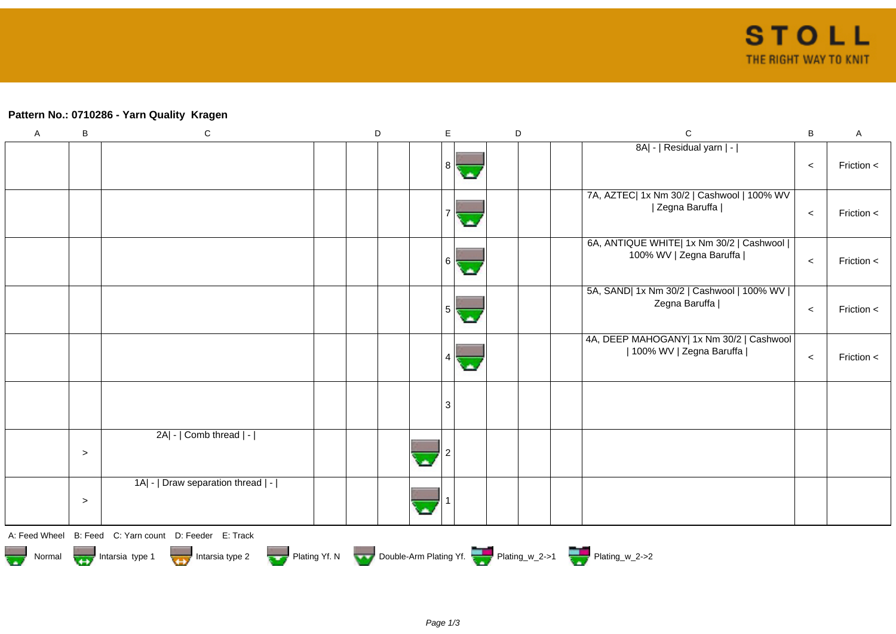**Pattern No.: 0710286 - Yarn Quality  Kragen**

| A | B | C | D | | | | E | | D | | | C | B | A |
|---|---|---|---|---|---|---|---|---|---|---|---|---|---|---|
| | | | | | | | 8 | | | | | 8A\| - \| Residual yarn \| - \| | < | Friction < |
| | | | | | | | 7 | | | | | 7A, AZTEC\| 1x Nm 30/2 \| Cashwool \| 100% WV \| Zegna Baruffa \| | < | Friction < |
| | | | | | | | 6 | | | | | 6A, ANTIQUE WHITE\| 1x Nm 30/2 \| Cashwool \| 100% WV \| Zegna Baruffa \| | < | Friction < |
| | | | | | | | 5 | | | | | 5A, SAND\| 1x Nm 30/2 \| Cashwool \| 100% WV \| Zegna Baruffa \| | < | Friction < |
| | | | | | | | 4 | | | | | 4A, DEEP MAHOGANY\| 1x Nm 30/2 \| Cashwool \| 100% WV \| Zegna Baruffa \| | < | Friction < |
| | | | | | | | 3 | | | | | | | |
| | > | 2A\| - \| Comb thread \| - \| | | | | | 2 | | | | | | | |
| | > | 1A\| - \| Draw separation thread \| - \| | | | | | 1 | | | | | | | |

A: Feed Wheel    B: Feed    C: Yarn count    D: Feeder    E: Track

Normal    Intarsia type 1    Intarsia type 2    Plating Yf. N    Double-Arm Plating Yf.    Plating_w_2->1    Plating_w_2->2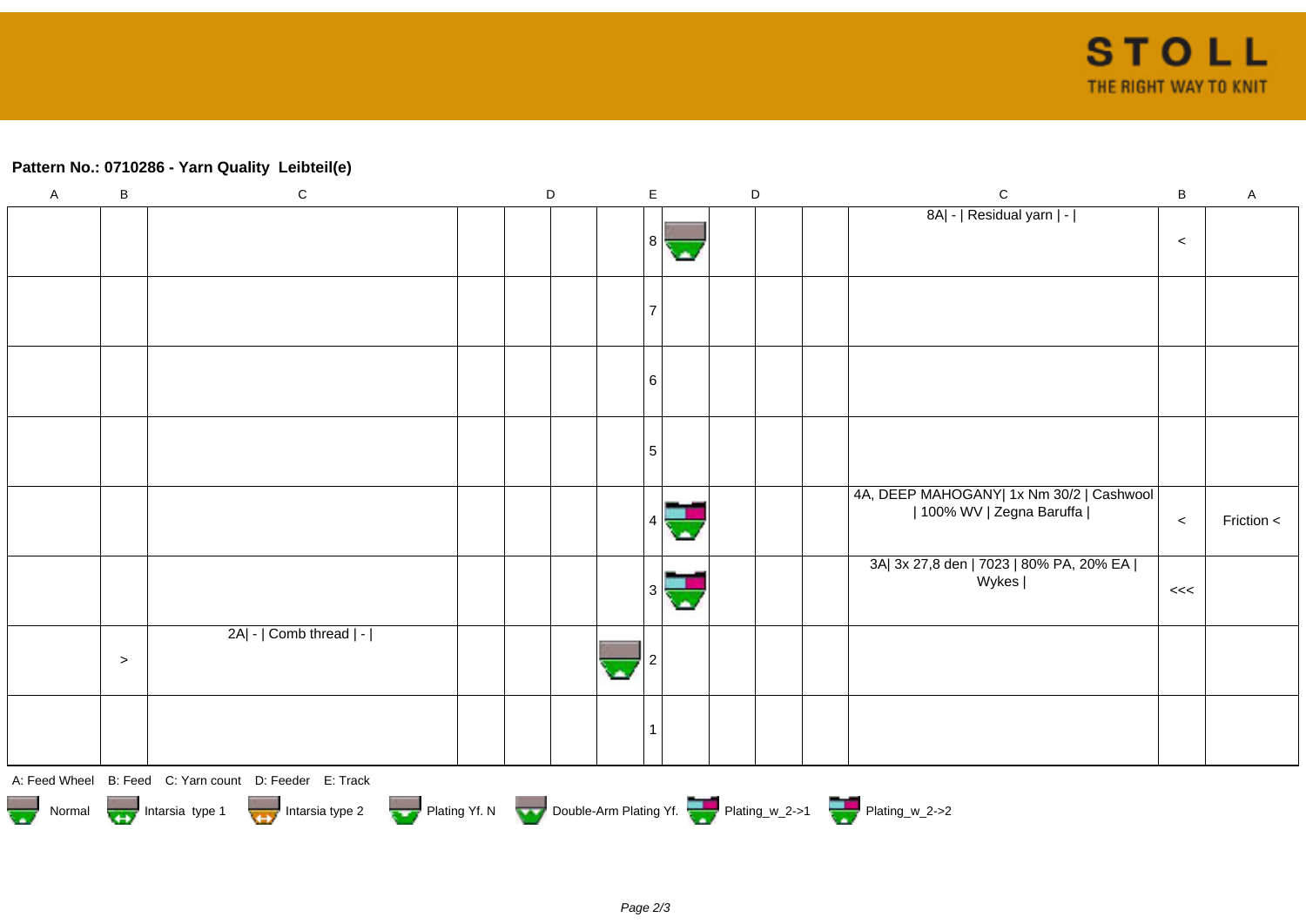**Pattern No.: 0710286 - Yarn Quality  Leibteil(e)**

| A | B | C | D | D | D | D | E | D | D | D | C | B | A |
|---|---|---|---|---|---|---|---|---|---|---|---|---|---|
| | | | | | | | 8 | | | | 8A\| - \| Residual yarn \| - \| | < | |
| | | | | | | | 7 | | | | | | |
| | | | | | | | 6 | | | | | | |
| | | | | | | | 5 | | | | | | |
| | | | | | | | 4 | | | | 4A, DEEP MAHOGANY\| 1x Nm 30/2 \| Cashwool \| 100% WV \| Zegna Baruffa \| | < | Friction < |
| | | | | | | | 3 | | | | 3A\| 3x 27,8 den \| 7023 \| 80% PA, 20% EA \| Wykes \| | <<< | |
| | > | 2A\| - \| Comb thread \| - \| | | | | | 2 | | | | | | |
| | | | | | | | 1 | | | | | | |

A: Feed Wheel  B: Feed  C: Yarn count  D: Feeder  E: Track

Normal  Intarsia type 1  Intarsia type 2  Plating Yf. N  Double-Arm Plating Yf.  Plating_w_2->1  Plating_w_2->2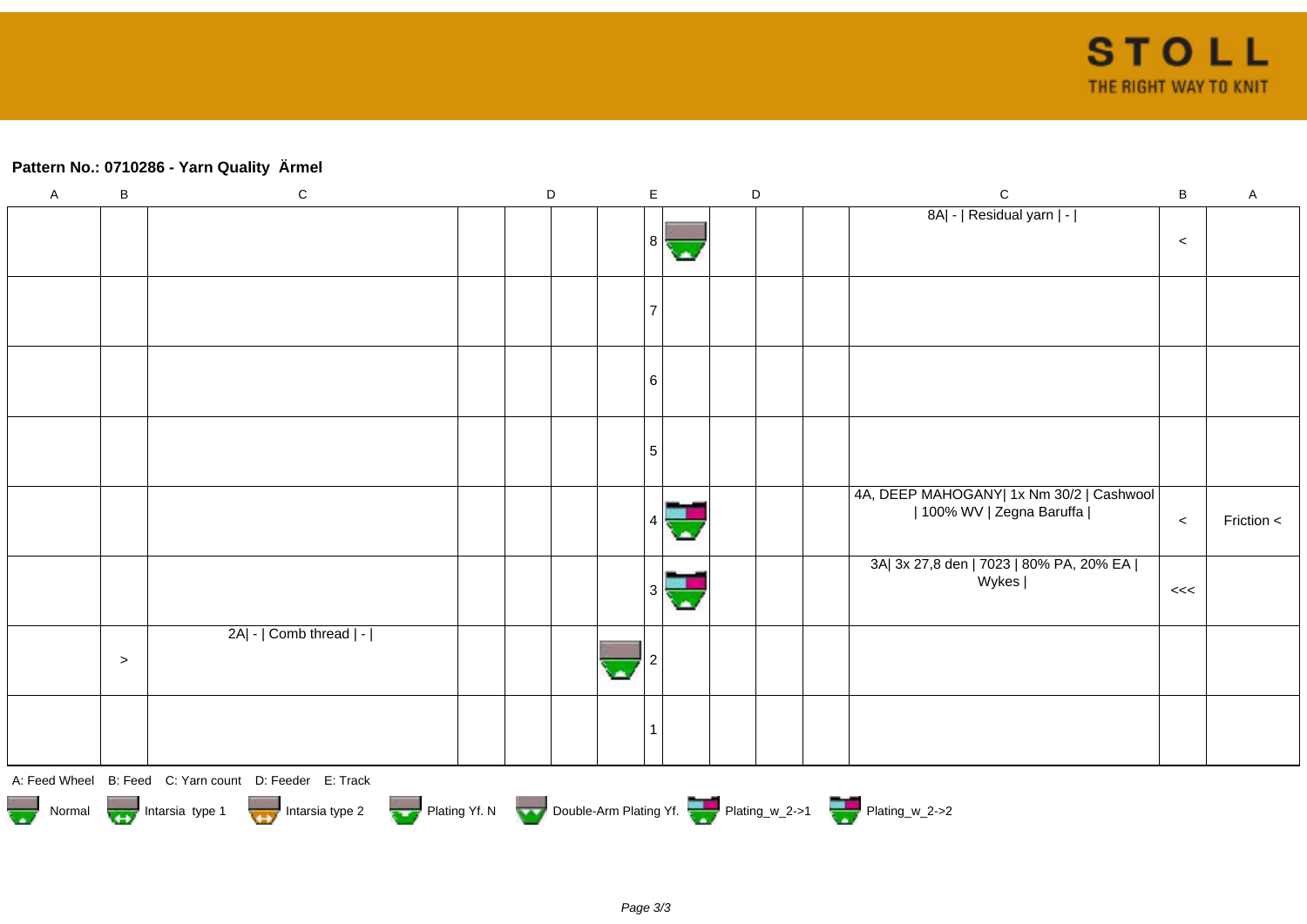**Pattern No.: 0710286 - Yarn Quality  Ärmel**

| A | B | C | D | D | D | D | E | D | D | D | D | C | B | A |
|---|---|---|---|---|---|---|---|---|---|---|---|---|---|---|
| | | | | | | | 8 | | | | | 8A\| - \| Residual yarn \| - \| | < | |
| | | | | | | | 7 | | | | | | | |
| | | | | | | | 6 | | | | | | | |
| | | | | | | | 5 | | | | | | | |
| | | | | | | | 4 | | | | | 4A, DEEP MAHOGANY\| 1x Nm 30/2 \| Cashwool \| 100% WV \| Zegna Baruffa \| | < | Friction < |
| | | | | | | | 3 | | | | | 3A\| 3x 27,8 den \| 7023 \| 80% PA, 20% EA \| Wykes \| | <<< | |
| | > | 2A\| - \| Comb thread \| - \| | | | | | 2 | | | | | | | |
| | | | | | | | 1 | | | | | | | |

A: Feed Wheel   B: Feed   C: Yarn count   D: Feeder   E: Track

Normal   Intarsia type 1   Intarsia type 2   Plating Yf. N   Double-Arm Plating Yf.   Plating_w_2->1   Plating_w_2->2